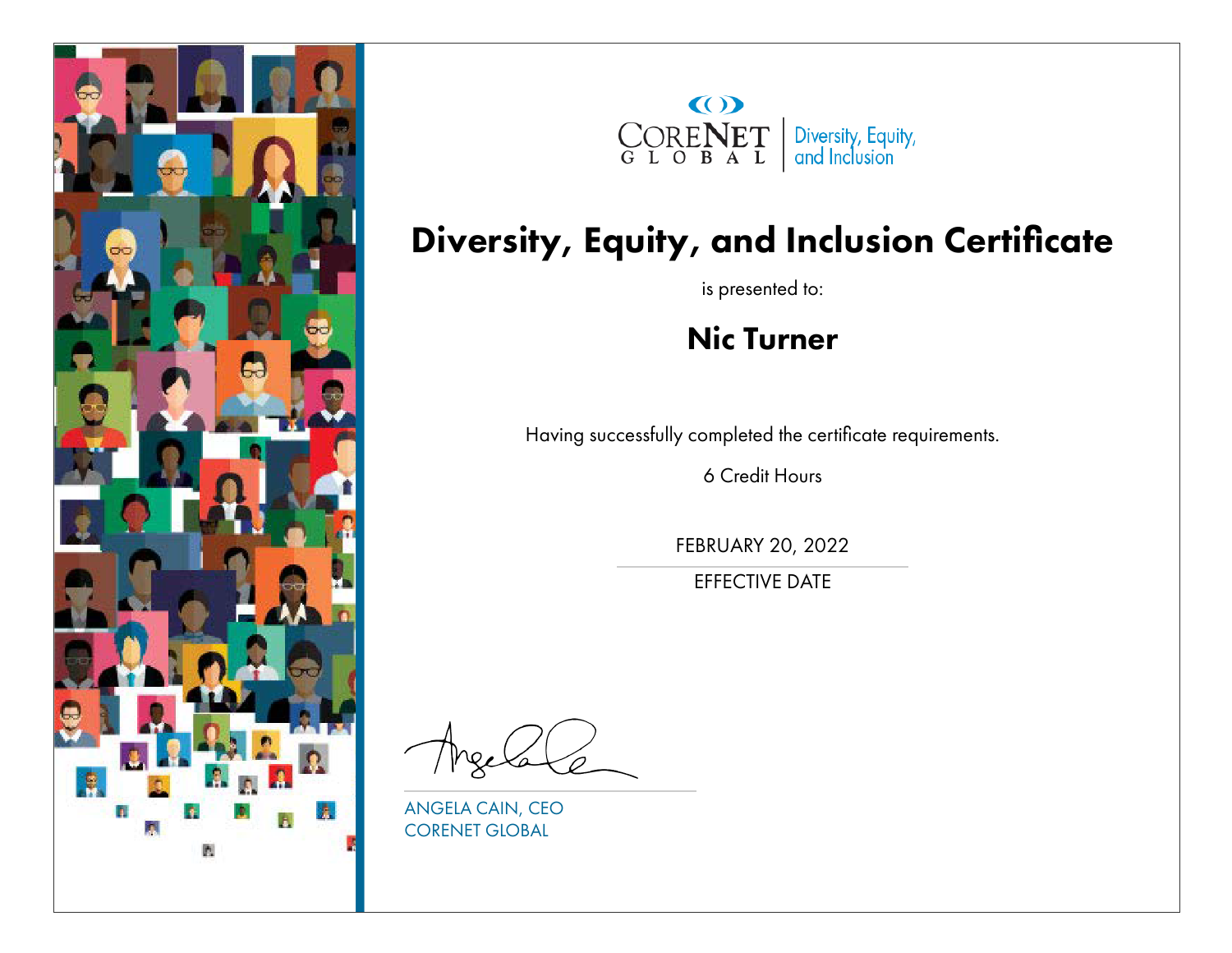CoreNet Global | Diversity, Equity, and Inclusion

# Diversity, Equity, and Inclusion Certificate

is presented to:

## Nic Turner

Having successfully completed the certificate requirements.

6 Credit Hours

FEBRUARY 20, 2022

EFFECTIVE DATE

ANGELA CAIN, CEO
CORENET GLOBAL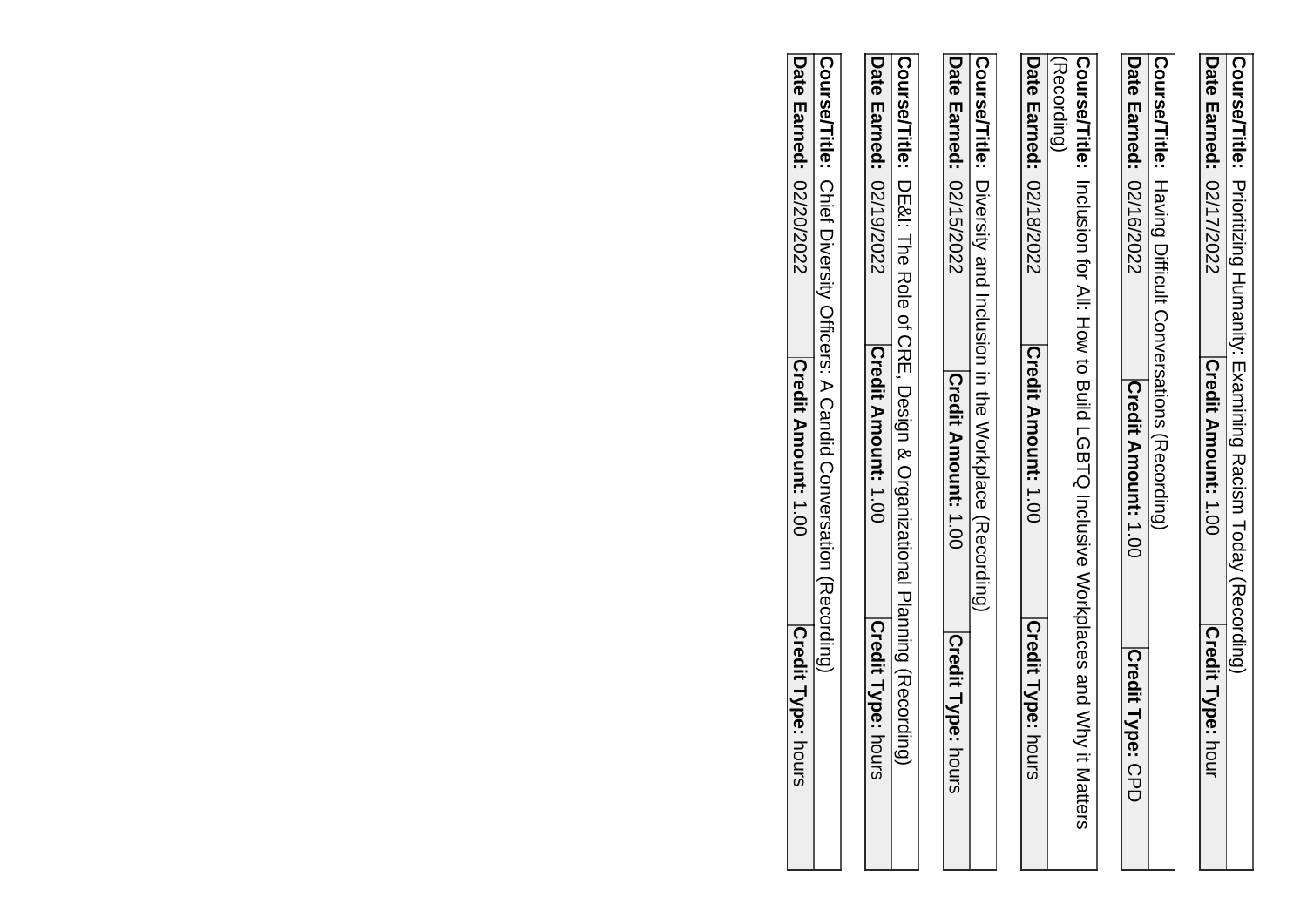| **Course/Title:** Prioritizing Humanity: Examining Racism Today (Recording) | | |
|---|---|---|
| **Date Earned:** 02/17/2022 | **Credit Amount:** 1.00 | **Credit Type:** hour |

| **Course/Title:** Having Difficult Conversations (Recording) | | |
|---|---|---|
| **Date Earned:** 02/16/2022 | **Credit Amount:** 1.00 | **Credit Type:** CPD |

| **Course/Title:** Inclusion for All: How to Build LGBTQ Inclusive Workplaces and Why it Matters (Recording) | | |
|---|---|---|
| **Date Earned:** 02/18/2022 | **Credit Amount:** 1.00 | **Credit Type:** hours |

| **Course/Title:** Diversity and Inclusion in the Workplace (Recording) | | |
|---|---|---|
| **Date Earned:** 02/15/2022 | **Credit Amount:** 1.00 | **Credit Type:** hours |

| **Course/Title:** DE&I: The Role of CRE, Design & Organizational Planning (Recording) | | |
|---|---|---|
| **Date Earned:** 02/19/2022 | **Credit Amount:** 1.00 | **Credit Type:** hours |

| **Course/Title:** Chief Diversity Officers: A Candid Conversation (Recording) | | |
|---|---|---|
| **Date Earned:** 02/20/2022 | **Credit Amount:** 1.00 | **Credit Type:** hours |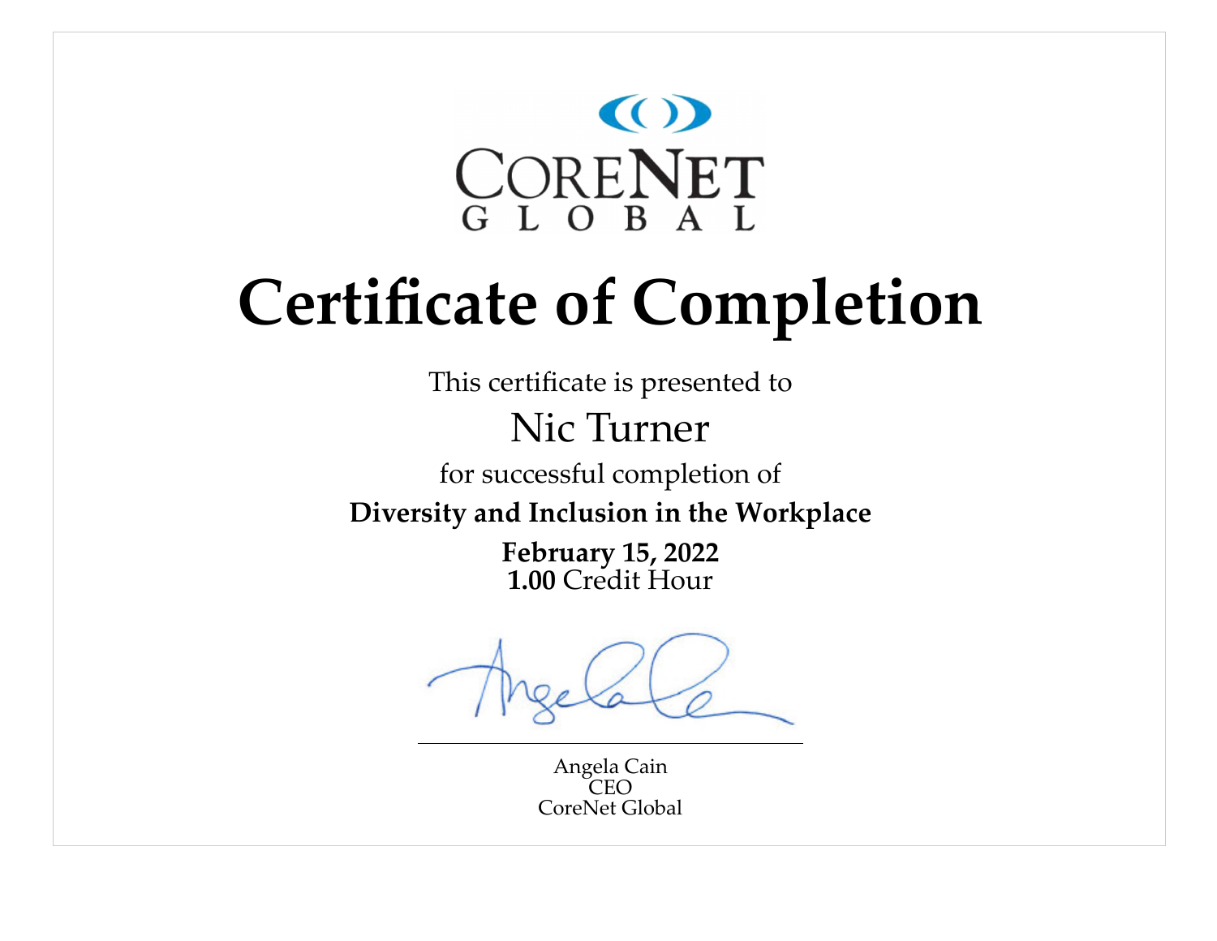CORENET
GLOBAL

# Certificate of Completion

This certificate is presented to

Nic Turner

for successful completion of

**Diversity and Inclusion in the Workplace**

**February 15, 2022**
**1.00** Credit Hour

Angela Cain
CEO
CoreNet Global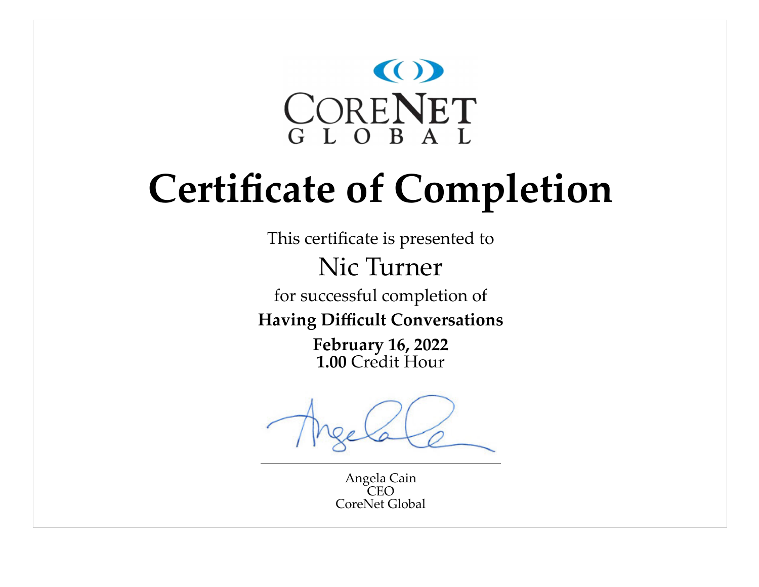CoreNet Global

# Certificate of Completion

This certificate is presented to

Nic Turner

for successful completion of

**Having Difficult Conversations**

**February 16, 2022**
**1.00** Credit Hour

Angela Cain
CEO
CoreNet Global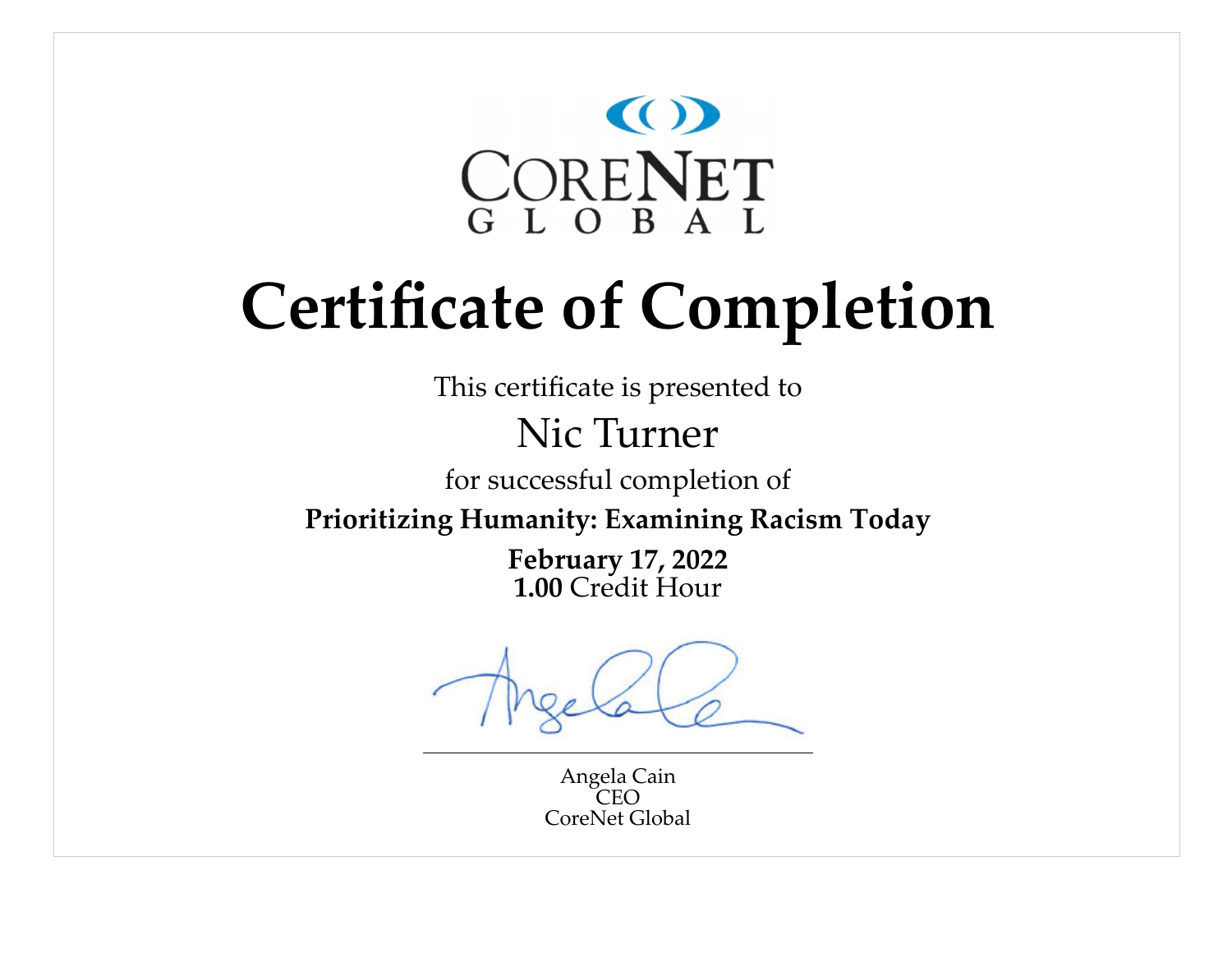CORENET GLOBAL

# Certificate of Completion

This certificate is presented to

Nic Turner

for successful completion of

**Prioritizing Humanity: Examining Racism Today**

**February 17, 2022**
**1.00** Credit Hour

Angela Cain
CEO
CoreNet Global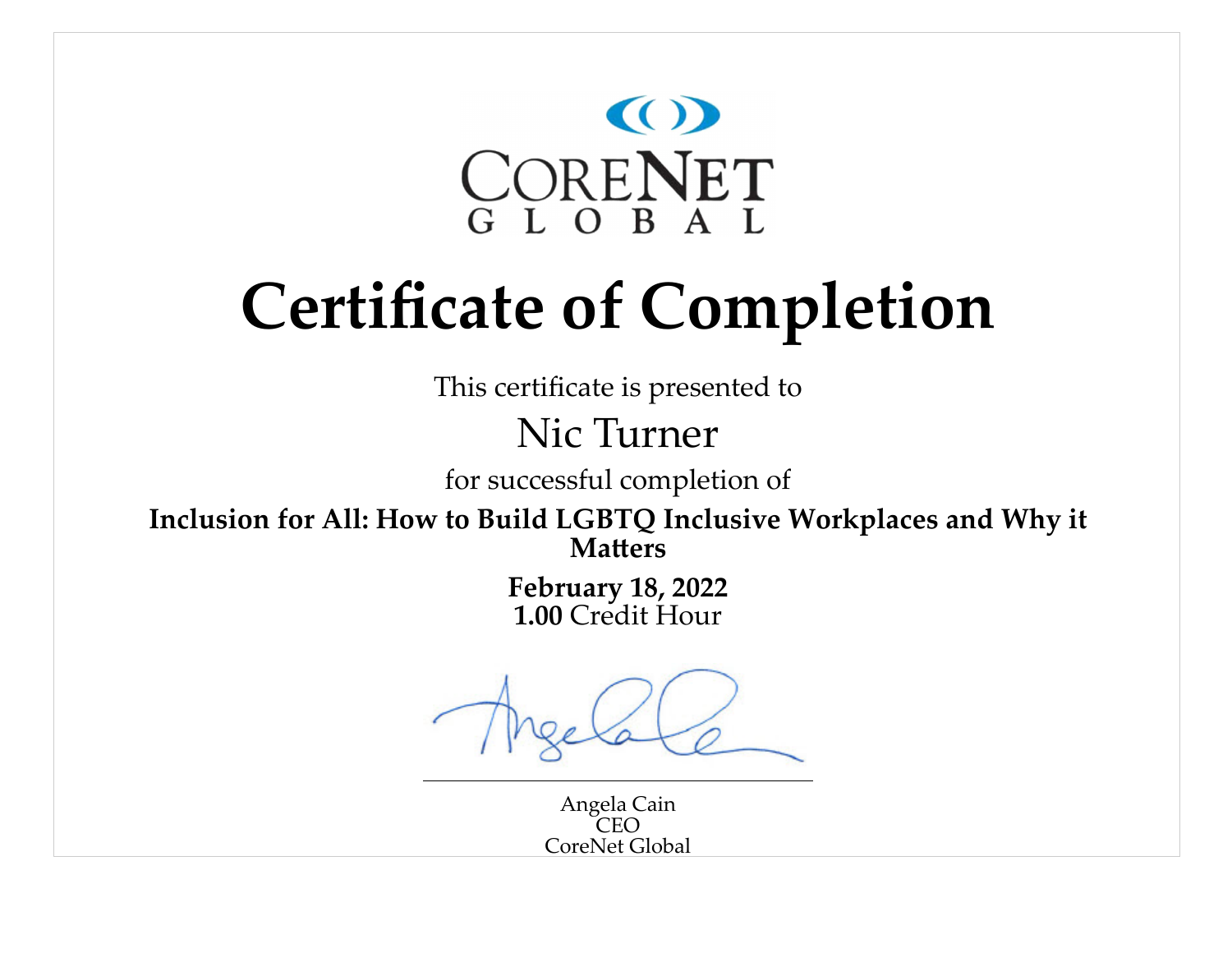CORENET GLOBAL

# Certificate of Completion

This certificate is presented to

Nic Turner

for successful completion of

**Inclusion for All: How to Build LGBTQ Inclusive Workplaces and Why it Matters**

**February 18, 2022**

**1.00** Credit Hour

Angela Cain
CEO
CoreNet Global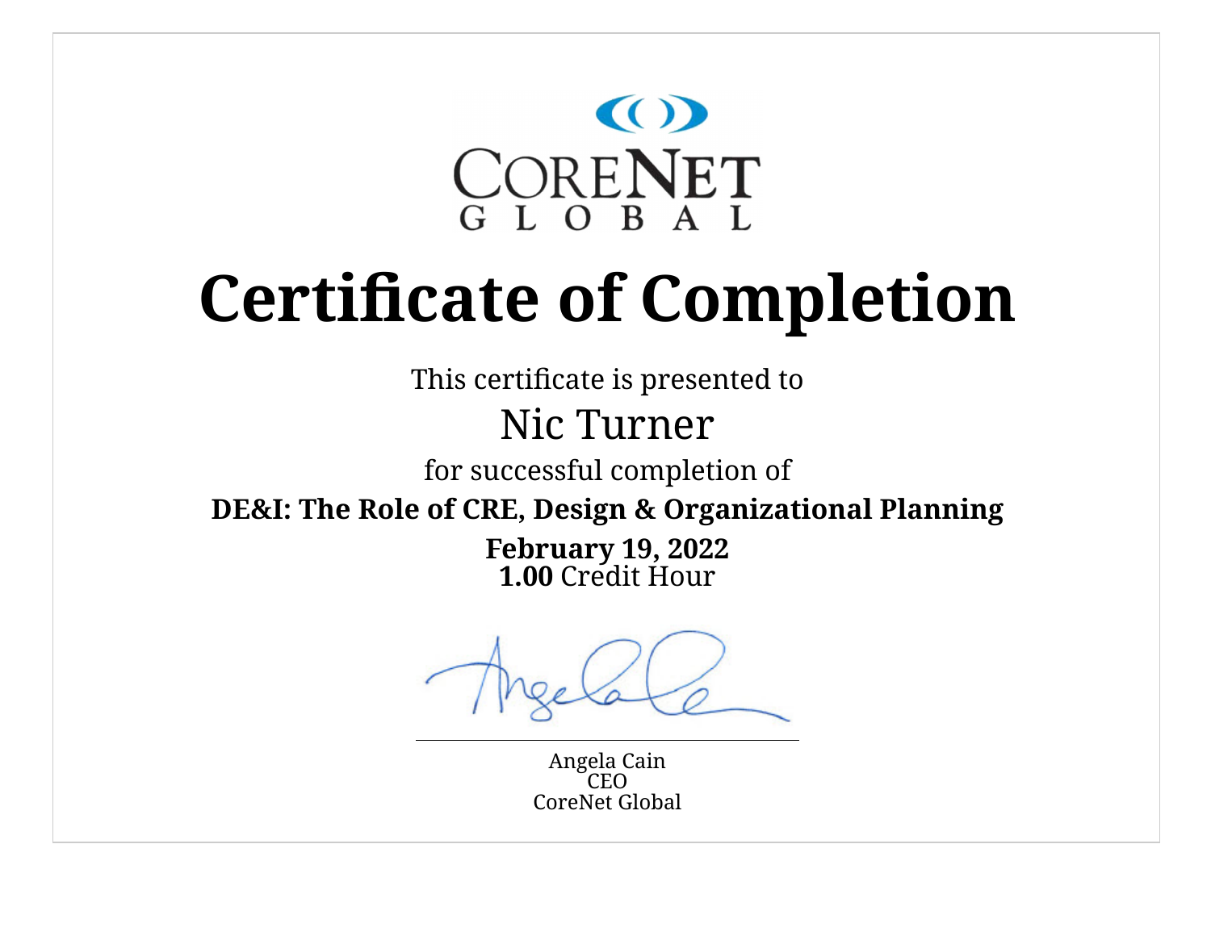CORENET
GLOBAL

# Certificate of Completion

This certificate is presented to

Nic Turner

for successful completion of

**DE&I: The Role of CRE, Design & Organizational Planning**

**February 19, 2022**
**1.00** Credit Hour

Angela Cain
CEO
CoreNet Global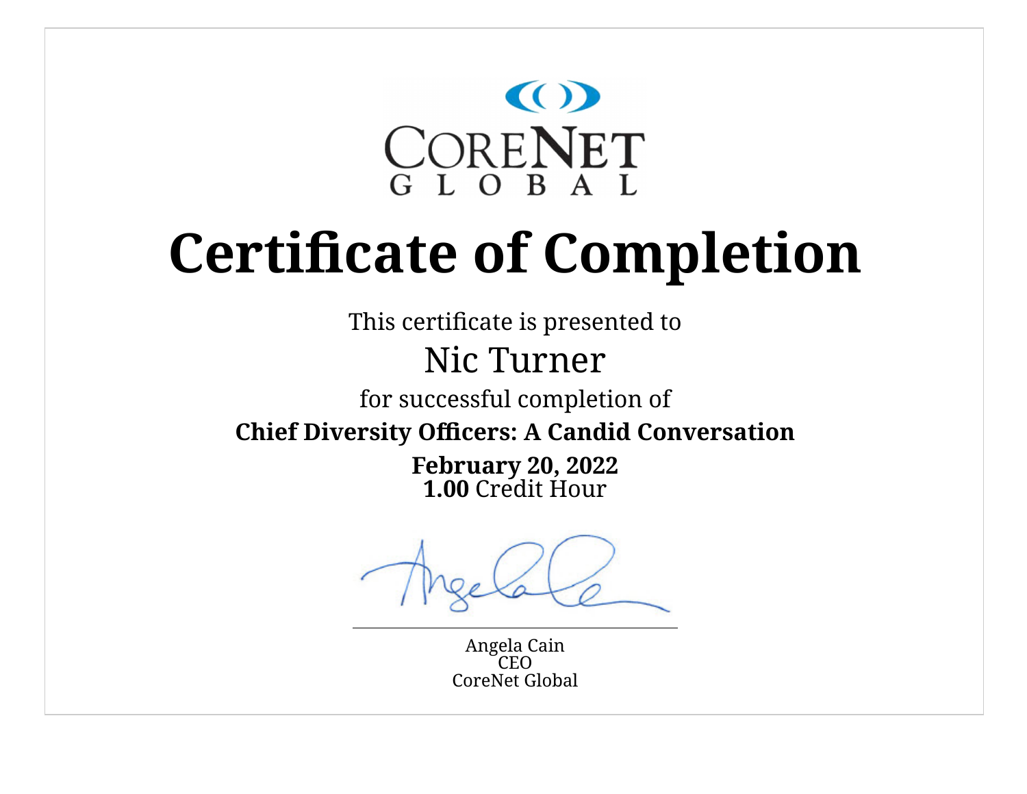CORENET
GLOBAL

# Certificate of Completion

This certificate is presented to

Nic Turner

for successful completion of

**Chief Diversity Officers: A Candid Conversation**

**February 20, 2022**
**1.00** Credit Hour

Angela Cain
CEO
CoreNet Global